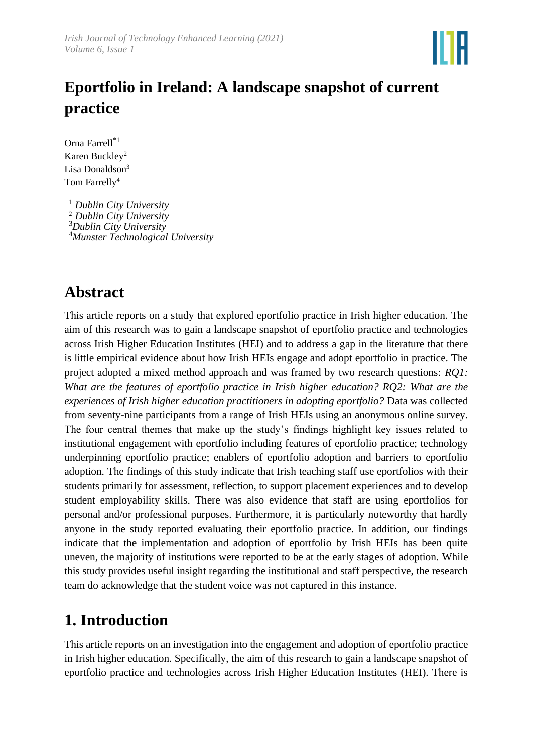# Eportfolio in Ireland: A landscape snapshot of current practice

Orna Farrell[*1]
Karen Buckley[2]
Lisa Donaldson[3]
Tom Farrelly[4]

[1] *Dublin City University*
[2] *Dublin City University*
[3] *Dublin City University*
[4] *Munster Technological University*

## Abstract

This article reports on a study that explored eportfolio practice in Irish higher education. The aim of this research was to gain a landscape snapshot of eportfolio practice and technologies across Irish Higher Education Institutes (HEI) and to address a gap in the literature that there is little empirical evidence about how Irish HEIs engage and adopt eportfolio in practice. The project adopted a mixed method approach and was framed by two research questions: *RQ1: What are the features of eportfolio practice in Irish higher education? RQ2: What are the experiences of Irish higher education practitioners in adopting eportfolio?* Data was collected from seventy-nine participants from a range of Irish HEIs using an anonymous online survey. The four central themes that make up the study's findings highlight key issues related to institutional engagement with eportfolio including features of eportfolio practice; technology underpinning eportfolio practice; enablers of eportfolio adoption and barriers to eportfolio adoption. The findings of this study indicate that Irish teaching staff use eportfolios with their students primarily for assessment, reflection, to support placement experiences and to develop student employability skills. There was also evidence that staff are using eportfolios for personal and/or professional purposes. Furthermore, it is particularly noteworthy that hardly anyone in the study reported evaluating their eportfolio practice. In addition, our findings indicate that the implementation and adoption of eportfolio by Irish HEIs has been quite uneven, the majority of institutions were reported to be at the early stages of adoption. While this study provides useful insight regarding the institutional and staff perspective, the research team do acknowledge that the student voice was not captured in this instance.

## 1. Introduction

This article reports on an investigation into the engagement and adoption of eportfolio practice in Irish higher education. Specifically, the aim of this research to gain a landscape snapshot of eportfolio practice and technologies across Irish Higher Education Institutes (HEI). There is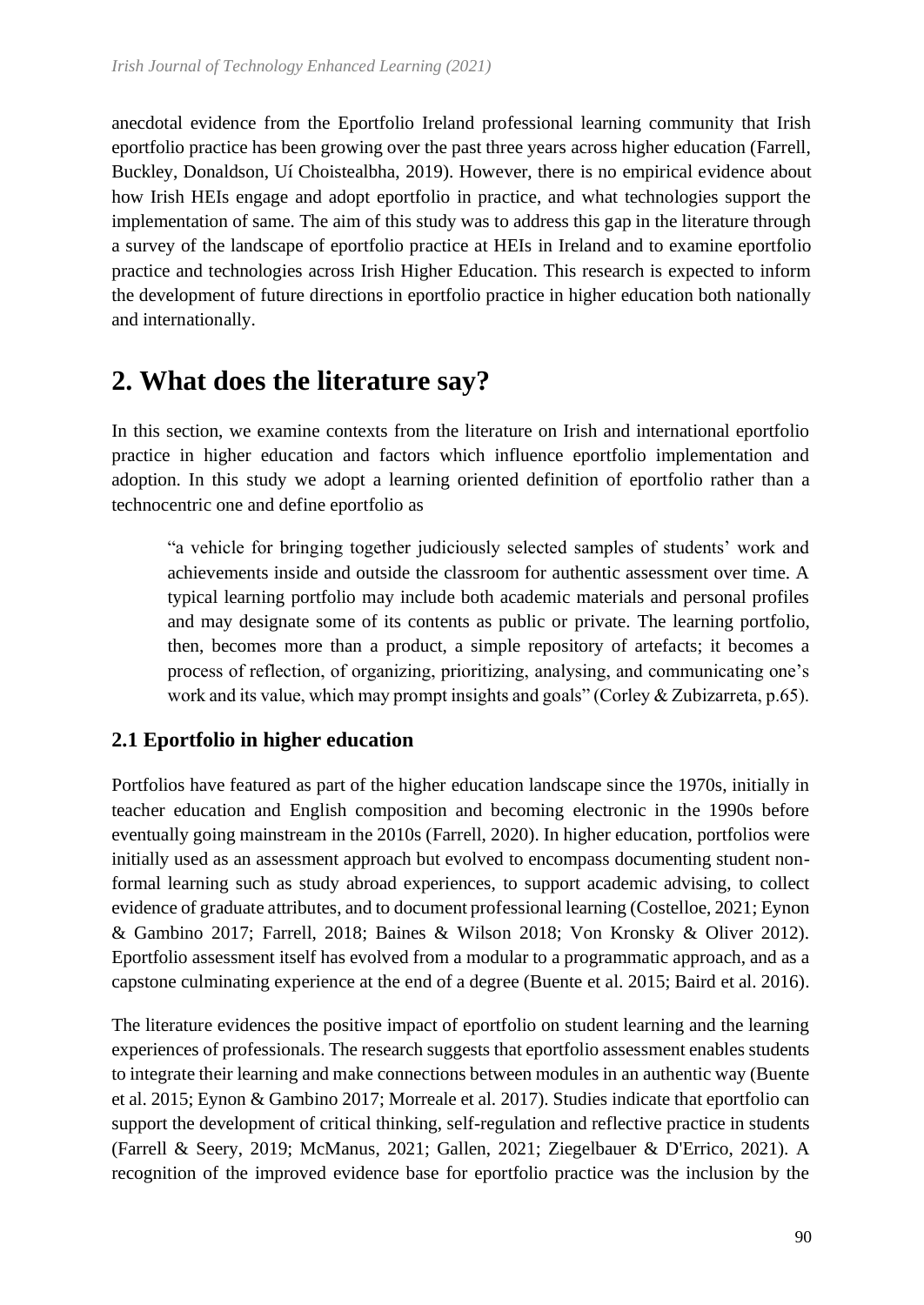anecdotal evidence from the Eportfolio Ireland professional learning community that Irish eportfolio practice has been growing over the past three years across higher education (Farrell, Buckley, Donaldson, Uí Choistealbha, 2019). However, there is no empirical evidence about how Irish HEIs engage and adopt eportfolio in practice, and what technologies support the implementation of same. The aim of this study was to address this gap in the literature through a survey of the landscape of eportfolio practice at HEIs in Ireland and to examine eportfolio practice and technologies across Irish Higher Education. This research is expected to inform the development of future directions in eportfolio practice in higher education both nationally and internationally.

# 2. What does the literature say?

In this section, we examine contexts from the literature on Irish and international eportfolio practice in higher education and factors which influence eportfolio implementation and adoption. In this study we adopt a learning oriented definition of eportfolio rather than a technocentric one and define eportfolio as

> "a vehicle for bringing together judiciously selected samples of students' work and achievements inside and outside the classroom for authentic assessment over time. A typical learning portfolio may include both academic materials and personal profiles and may designate some of its contents as public or private. The learning portfolio, then, becomes more than a product, a simple repository of artefacts; it becomes a process of reflection, of organizing, prioritizing, analysing, and communicating one's work and its value, which may prompt insights and goals" (Corley & Zubizarreta, p.65).

## 2.1 Eportfolio in higher education

Portfolios have featured as part of the higher education landscape since the 1970s, initially in teacher education and English composition and becoming electronic in the 1990s before eventually going mainstream in the 2010s (Farrell, 2020). In higher education, portfolios were initially used as an assessment approach but evolved to encompass documenting student non-formal learning such as study abroad experiences, to support academic advising, to collect evidence of graduate attributes, and to document professional learning (Costelloe, 2021; Eynon & Gambino 2017; Farrell, 2018; Baines & Wilson 2018; Von Kronsky & Oliver 2012). Eportfolio assessment itself has evolved from a modular to a programmatic approach, and as a capstone culminating experience at the end of a degree (Buente et al. 2015; Baird et al. 2016).

The literature evidences the positive impact of eportfolio on student learning and the learning experiences of professionals. The research suggests that eportfolio assessment enables students to integrate their learning and make connections between modules in an authentic way (Buente et al. 2015; Eynon & Gambino 2017; Morreale et al. 2017). Studies indicate that eportfolio can support the development of critical thinking, self-regulation and reflective practice in students (Farrell & Seery, 2019; McManus, 2021; Gallen, 2021; Ziegelbauer & D'Errico, 2021). A recognition of the improved evidence base for eportfolio practice was the inclusion by the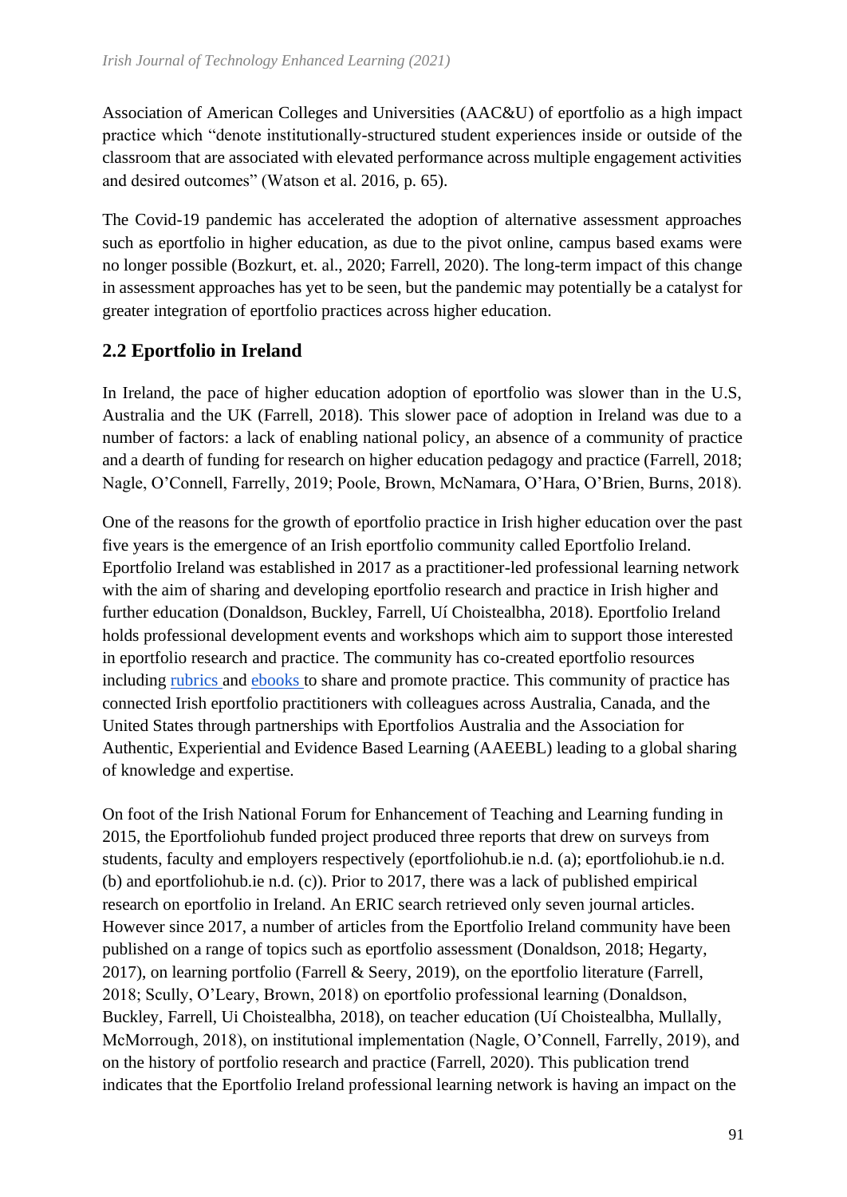Association of American Colleges and Universities (AAC&U) of eportfolio as a high impact practice which "denote institutionally-structured student experiences inside or outside of the classroom that are associated with elevated performance across multiple engagement activities and desired outcomes" (Watson et al. 2016, p. 65).

The Covid-19 pandemic has accelerated the adoption of alternative assessment approaches such as eportfolio in higher education, as due to the pivot online, campus based exams were no longer possible (Bozkurt, et. al., 2020; Farrell, 2020). The long-term impact of this change in assessment approaches has yet to be seen, but the pandemic may potentially be a catalyst for greater integration of eportfolio practices across higher education.

## 2.2 Eportfolio in Ireland

In Ireland, the pace of higher education adoption of eportfolio was slower than in the U.S, Australia and the UK (Farrell, 2018). This slower pace of adoption in Ireland was due to a number of factors: a lack of enabling national policy, an absence of a community of practice and a dearth of funding for research on higher education pedagogy and practice (Farrell, 2018; Nagle, O'Connell, Farrelly, 2019; Poole, Brown, McNamara, O'Hara, O'Brien, Burns, 2018).

One of the reasons for the growth of eportfolio practice in Irish higher education over the past five years is the emergence of an Irish eportfolio community called Eportfolio Ireland. Eportfolio Ireland was established in 2017 as a practitioner-led professional learning network with the aim of sharing and developing eportfolio research and practice in Irish higher and further education (Donaldson, Buckley, Farrell, Uí Choistealbha, 2018). Eportfolio Ireland holds professional development events and workshops which aim to support those interested in eportfolio research and practice. The community has co-created eportfolio resources including rubrics and ebooks to share and promote practice. This community of practice has connected Irish eportfolio practitioners with colleagues across Australia, Canada, and the United States through partnerships with Eportfolios Australia and the Association for Authentic, Experiential and Evidence Based Learning (AAEEBL) leading to a global sharing of knowledge and expertise.

On foot of the Irish National Forum for Enhancement of Teaching and Learning funding in 2015, the Eportfoliohub funded project produced three reports that drew on surveys from students, faculty and employers respectively (eportfoliohub.ie n.d. (a); eportfoliohub.ie n.d. (b) and eportfoliohub.ie n.d. (c)). Prior to 2017, there was a lack of published empirical research on eportfolio in Ireland. An ERIC search retrieved only seven journal articles. However since 2017, a number of articles from the Eportfolio Ireland community have been published on a range of topics such as eportfolio assessment (Donaldson, 2018; Hegarty, 2017), on learning portfolio (Farrell & Seery, 2019), on the eportfolio literature (Farrell, 2018; Scully, O'Leary, Brown, 2018) on eportfolio professional learning (Donaldson, Buckley, Farrell, Ui Choistealbha, 2018), on teacher education (Uí Choistealbha, Mullally, McMorrough, 2018), on institutional implementation (Nagle, O'Connell, Farrelly, 2019), and on the history of portfolio research and practice (Farrell, 2020). This publication trend indicates that the Eportfolio Ireland professional learning network is having an impact on the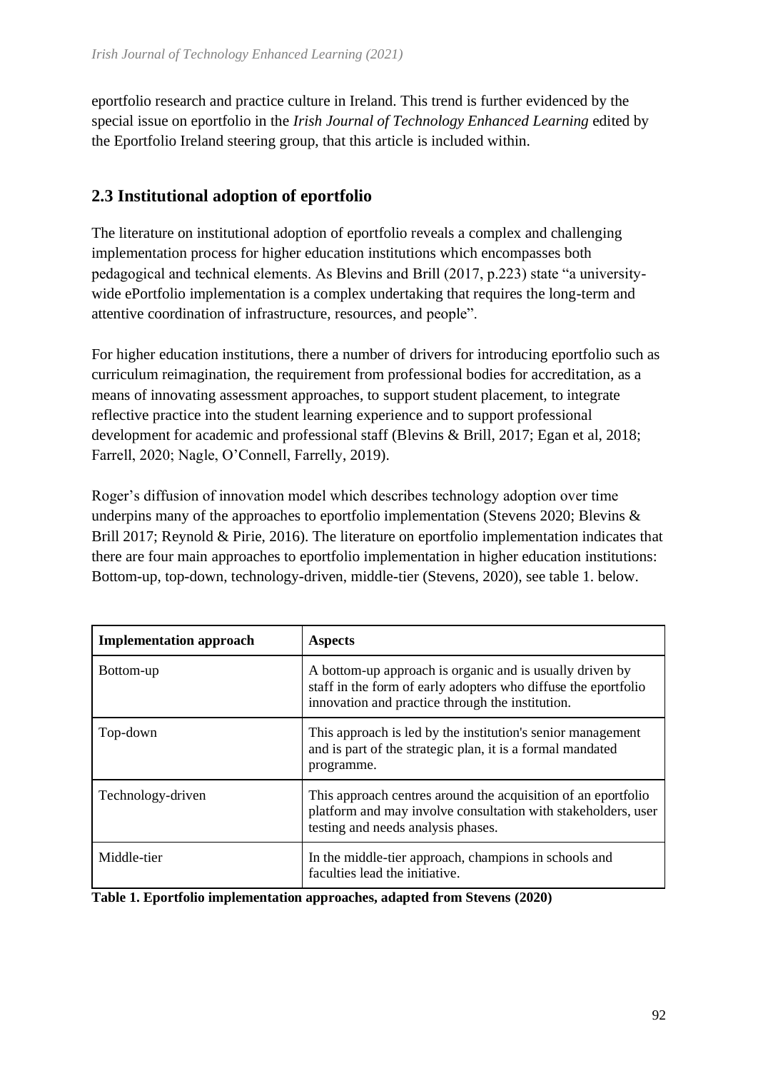eportfolio research and practice culture in Ireland. This trend is further evidenced by the special issue on eportfolio in the *Irish Journal of Technology Enhanced Learning* edited by the Eportfolio Ireland steering group, that this article is included within.

## 2.3 Institutional adoption of eportfolio

The literature on institutional adoption of eportfolio reveals a complex and challenging implementation process for higher education institutions which encompasses both pedagogical and technical elements. As Blevins and Brill (2017, p.223) state "a university-wide ePortfolio implementation is a complex undertaking that requires the long-term and attentive coordination of infrastructure, resources, and people".

For higher education institutions, there a number of drivers for introducing eportfolio such as curriculum reimagination, the requirement from professional bodies for accreditation, as a means of innovating assessment approaches, to support student placement, to integrate reflective practice into the student learning experience and to support professional development for academic and professional staff (Blevins & Brill, 2017; Egan et al, 2018; Farrell, 2020; Nagle, O'Connell, Farrelly, 2019).

Roger's diffusion of innovation model which describes technology adoption over time underpins many of the approaches to eportfolio implementation (Stevens 2020; Blevins & Brill 2017; Reynold & Pirie, 2016). The literature on eportfolio implementation indicates that there are four main approaches to eportfolio implementation in higher education institutions: Bottom-up, top-down, technology-driven, middle-tier (Stevens, 2020), see table 1. below.

| Implementation approach | Aspects |
| --- | --- |
| Bottom-up | A bottom-up approach is organic and is usually driven by staff in the form of early adopters who diffuse the eportfolio innovation and practice through the institution. |
| Top-down | This approach is led by the institution's senior management and is part of the strategic plan, it is a formal mandated programme. |
| Technology-driven | This approach centres around the acquisition of an eportfolio platform and may involve consultation with stakeholders, user testing and needs analysis phases. |
| Middle-tier | In the middle-tier approach, champions in schools and faculties lead the initiative. |

**Table 1. Eportfolio implementation approaches, adapted from Stevens (2020)**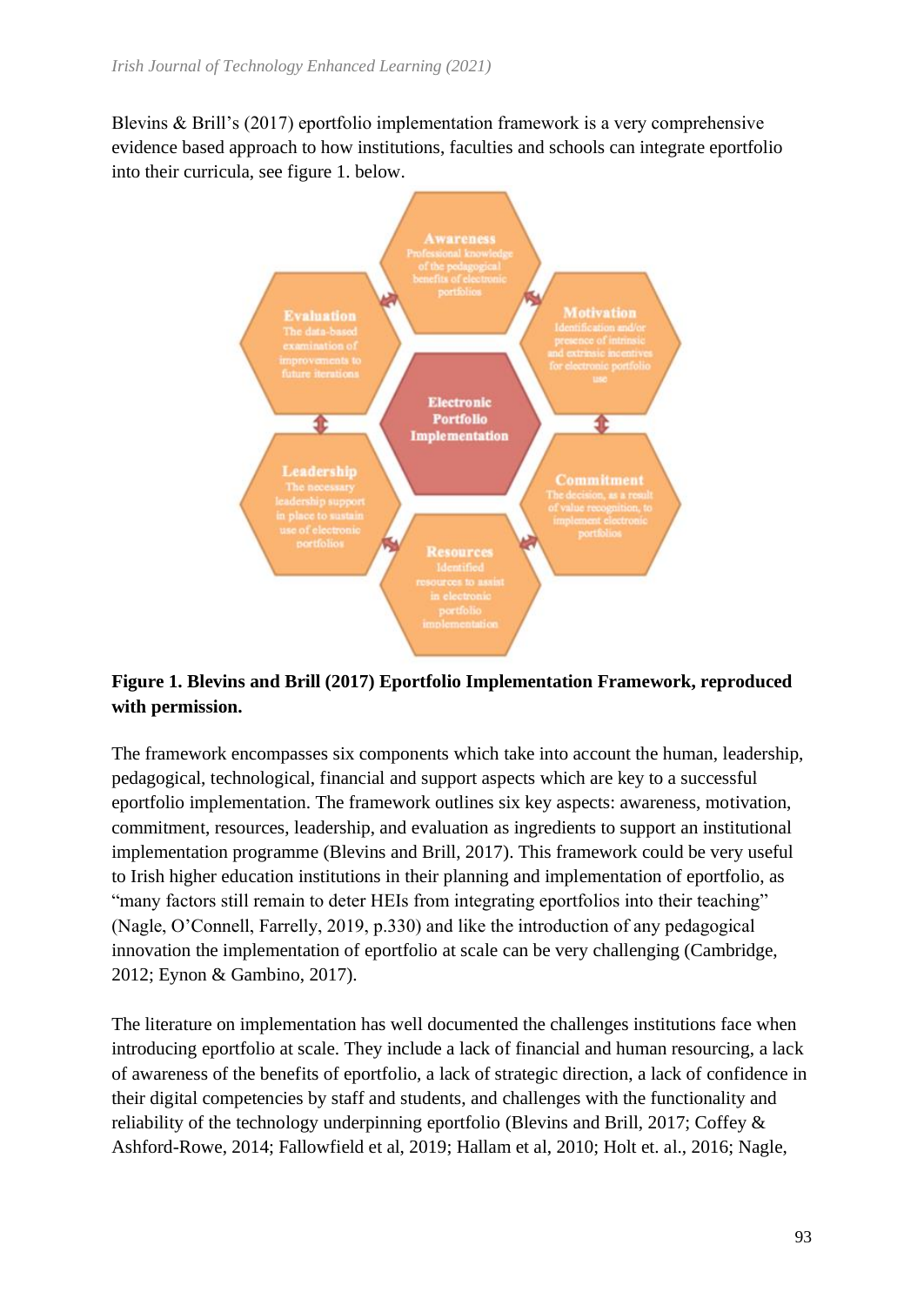Blevins & Brill's (2017) eportfolio implementation framework is a very comprehensive evidence based approach to how institutions, faculties and schools can integrate eportfolio into their curricula, see figure 1. below.

**Electronic Portfolio Implementation**

- **Awareness** Professional knowledge of the pedagogical benefits of electronic portfolios
- **Motivation** Identification and/or presence of intrinsic and extrinsic incentives for electronic portfolio use
- **Commitment** The decision, as a result of value recognition, to implement electronic portfolios
- **Resources** Identified resources to assist in electronic portfolio implementation
- **Leadership** The necessary leadership support in place to sustain use of electronic portfolios
- **Evaluation** The data-based examination of improvements to future iterations

**Figure 1. Blevins and Brill (2017) Eportfolio Implementation Framework, reproduced with permission.**

The framework encompasses six components which take into account the human, leadership, pedagogical, technological, financial and support aspects which are key to a successful eportfolio implementation. The framework outlines six key aspects: awareness, motivation, commitment, resources, leadership, and evaluation as ingredients to support an institutional implementation programme (Blevins and Brill, 2017). This framework could be very useful to Irish higher education institutions in their planning and implementation of eportfolio, as "many factors still remain to deter HEIs from integrating eportfolios into their teaching" (Nagle, O'Connell, Farrelly, 2019, p.330) and like the introduction of any pedagogical innovation the implementation of eportfolio at scale can be very challenging (Cambridge, 2012; Eynon & Gambino, 2017).

The literature on implementation has well documented the challenges institutions face when introducing eportfolio at scale. They include a lack of financial and human resourcing, a lack of awareness of the benefits of eportfolio, a lack of strategic direction, a lack of confidence in their digital competencies by staff and students, and challenges with the functionality and reliability of the technology underpinning eportfolio (Blevins and Brill, 2017; Coffey & Ashford-Rowe, 2014; Fallowfield et al, 2019; Hallam et al, 2010; Holt et. al., 2016; Nagle,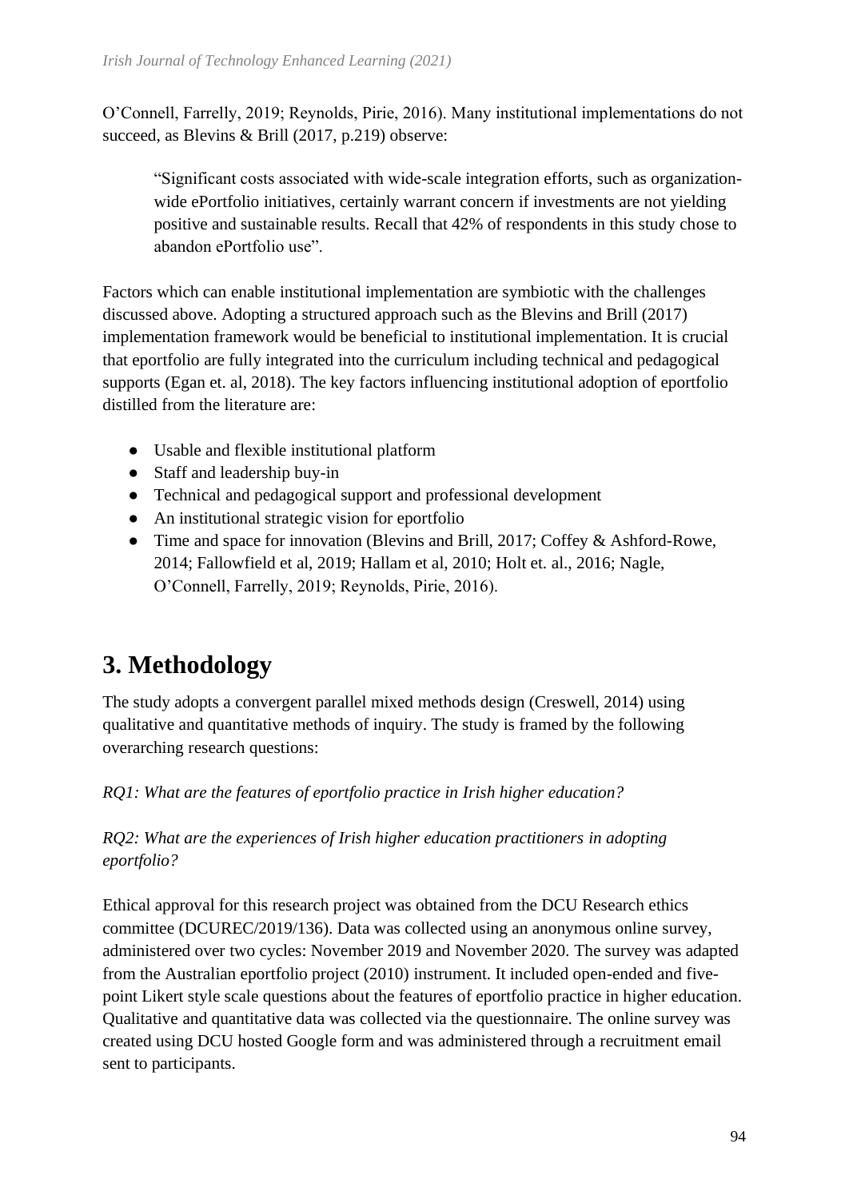O'Connell, Farrelly, 2019; Reynolds, Pirie, 2016). Many institutional implementations do not succeed, as Blevins & Brill (2017, p.219) observe:

> "Significant costs associated with wide-scale integration efforts, such as organization-wide ePortfolio initiatives, certainly warrant concern if investments are not yielding positive and sustainable results. Recall that 42% of respondents in this study chose to abandon ePortfolio use".

Factors which can enable institutional implementation are symbiotic with the challenges discussed above. Adopting a structured approach such as the Blevins and Brill (2017) implementation framework would be beneficial to institutional implementation. It is crucial that eportfolio are fully integrated into the curriculum including technical and pedagogical supports (Egan et. al, 2018). The key factors influencing institutional adoption of eportfolio distilled from the literature are:

- Usable and flexible institutional platform
- Staff and leadership buy-in
- Technical and pedagogical support and professional development
- An institutional strategic vision for eportfolio
- Time and space for innovation (Blevins and Brill, 2017; Coffey & Ashford-Rowe, 2014; Fallowfield et al, 2019; Hallam et al, 2010; Holt et. al., 2016; Nagle, O'Connell, Farrelly, 2019; Reynolds, Pirie, 2016).

# 3. Methodology

The study adopts a convergent parallel mixed methods design (Creswell, 2014) using qualitative and quantitative methods of inquiry. The study is framed by the following overarching research questions:

*RQ1: What are the features of eportfolio practice in Irish higher education?*

*RQ2: What are the experiences of Irish higher education practitioners in adopting eportfolio?*

Ethical approval for this research project was obtained from the DCU Research ethics committee (DCUREC/2019/136). Data was collected using an anonymous online survey, administered over two cycles: November 2019 and November 2020. The survey was adapted from the Australian eportfolio project (2010) instrument. It included open-ended and five-point Likert style scale questions about the features of eportfolio practice in higher education. Qualitative and quantitative data was collected via the questionnaire. The online survey was created using DCU hosted Google form and was administered through a recruitment email sent to participants.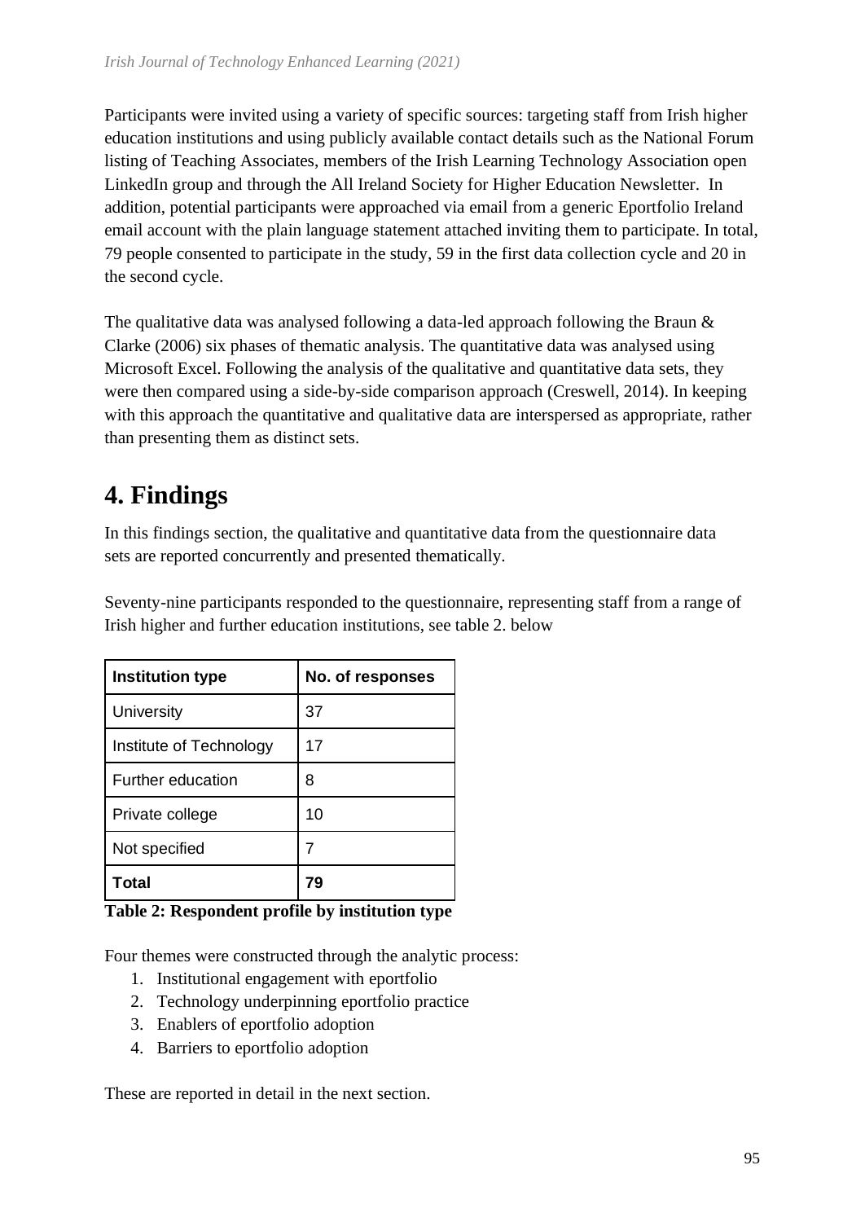Participants were invited using a variety of specific sources: targeting staff from Irish higher education institutions and using publicly available contact details such as the National Forum listing of Teaching Associates, members of the Irish Learning Technology Association open LinkedIn group and through the All Ireland Society for Higher Education Newsletter. In addition, potential participants were approached via email from a generic Eportfolio Ireland email account with the plain language statement attached inviting them to participate. In total, 79 people consented to participate in the study, 59 in the first data collection cycle and 20 in the second cycle.

The qualitative data was analysed following a data-led approach following the Braun & Clarke (2006) six phases of thematic analysis. The quantitative data was analysed using Microsoft Excel. Following the analysis of the qualitative and quantitative data sets, they were then compared using a side-by-side comparison approach (Creswell, 2014). In keeping with this approach the quantitative and qualitative data are interspersed as appropriate, rather than presenting them as distinct sets.

# 4. Findings

In this findings section, the qualitative and quantitative data from the questionnaire data sets are reported concurrently and presented thematically.

Seventy-nine participants responded to the questionnaire, representing staff from a range of Irish higher and further education institutions, see table 2. below

| Institution type | No. of responses |
|---|---|
| University | 37 |
| Institute of Technology | 17 |
| Further education | 8 |
| Private college | 10 |
| Not specified | 7 |
| **Total** | **79** |

**Table 2: Respondent profile by institution type**

Four themes were constructed through the analytic process:

1. Institutional engagement with eportfolio
2. Technology underpinning eportfolio practice
3. Enablers of eportfolio adoption
4. Barriers to eportfolio adoption

These are reported in detail in the next section.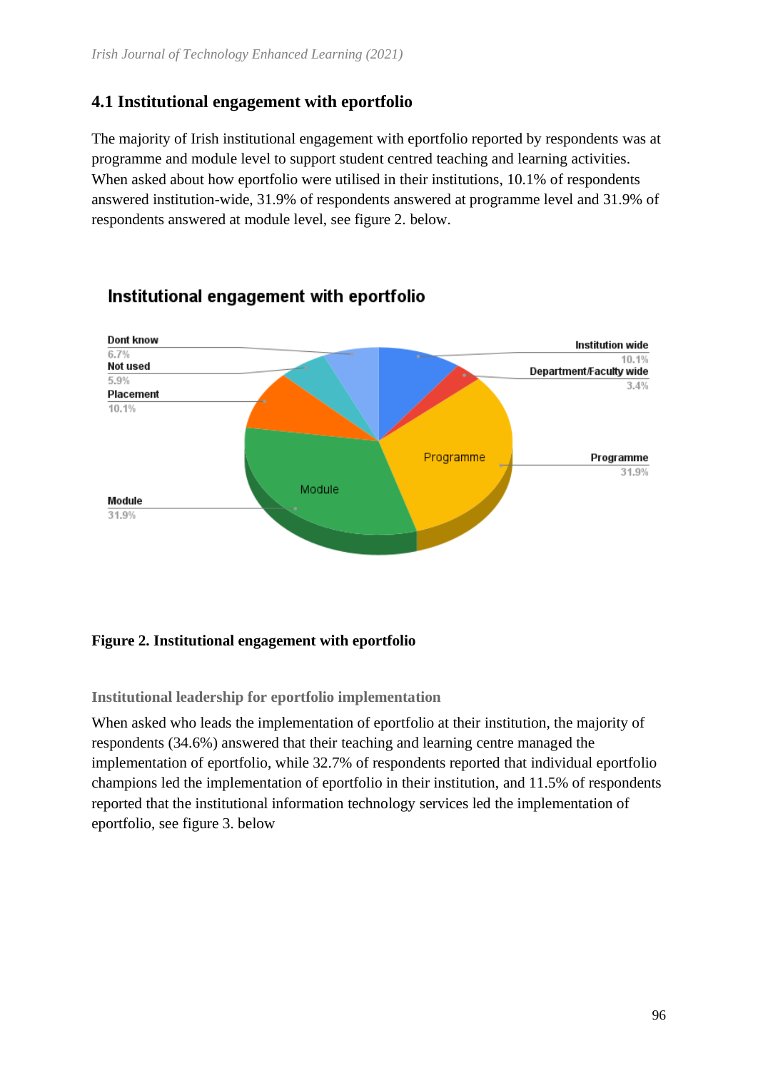## 4.1 Institutional engagement with eportfolio

The majority of Irish institutional engagement with eportfolio reported by respondents was at programme and module level to support student centred teaching and learning activities. When asked about how eportfolio were utilised in their institutions, 10.1% of respondents answered institution-wide, 31.9% of respondents answered at programme level and 31.9% of respondents answered at module level, see figure 2. below.

**Figure 2. Institutional engagement with eportfolio**

### Institutional leadership for eportfolio implementation

When asked who leads the implementation of eportfolio at their institution, the majority of respondents (34.6%) answered that their teaching and learning centre managed the implementation of eportfolio, while 32.7% of respondents reported that individual eportfolio champions led the implementation of eportfolio in their institution, and 11.5% of respondents reported that the institutional information technology services led the implementation of eportfolio, see figure 3. below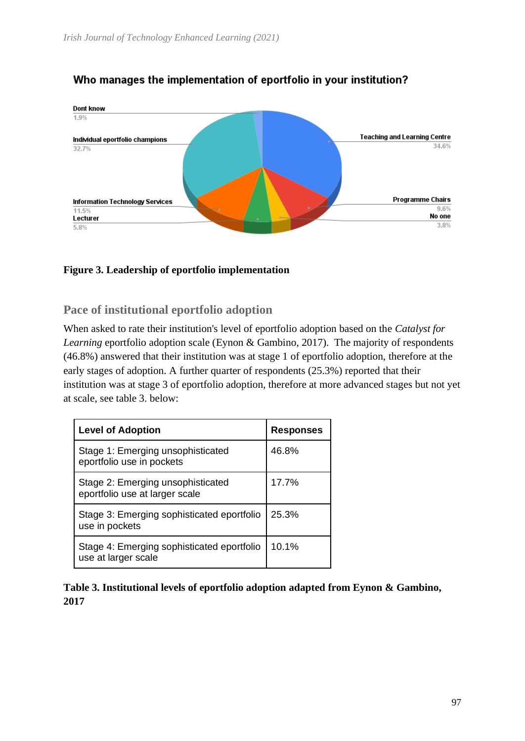**Who manages the implementation of eportfolio in your institution?**

| Category | Percentage |
|---|---|
| Dont know | 1.9% |
| Individual eportfolio champions | 32.7% |
| Information Technology Services | 11.5% |
| Lecturer | 5.8% |
| Teaching and Learning Centre | 34.6% |
| Programme Chairs | 9.6% |
| No one | 3.8% |

**Figure 3. Leadership of eportfolio implementation**

## Pace of institutional eportfolio adoption

When asked to rate their institution's level of eportfolio adoption based on the *Catalyst for Learning* eportfolio adoption scale (Eynon & Gambino, 2017). The majority of respondents (46.8%) answered that their institution was at stage 1 of eportfolio adoption, therefore at the early stages of adoption. A further quarter of respondents (25.3%) reported that their institution was at stage 3 of eportfolio adoption, therefore at more advanced stages but not yet at scale, see table 3. below:

| Level of Adoption | Responses |
|---|---|
| Stage 1: Emerging unsophisticated eportfolio use in pockets | 46.8% |
| Stage 2: Emerging unsophisticated eportfolio use at larger scale | 17.7% |
| Stage 3: Emerging sophisticated eportfolio use in pockets | 25.3% |
| Stage 4: Emerging sophisticated eportfolio use at larger scale | 10.1% |

**Table 3. Institutional levels of eportfolio adoption adapted from Eynon & Gambino, 2017**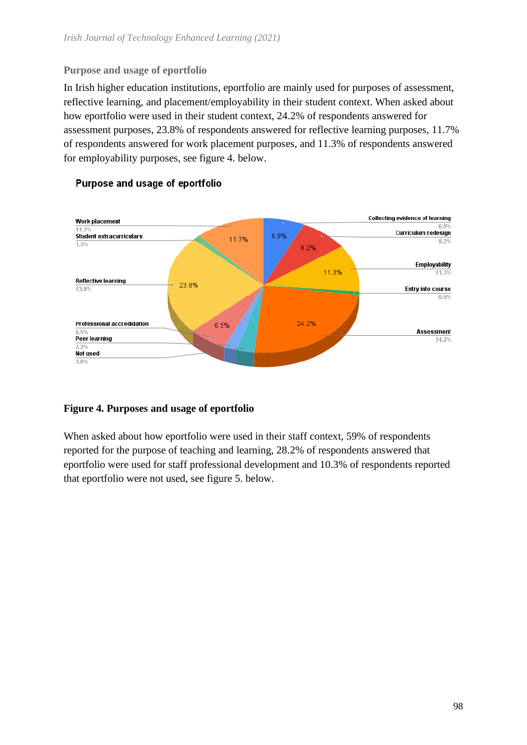### Purpose and usage of eportfolio

In Irish higher education institutions, eportfolio are mainly used for purposes of assessment, reflective learning, and placement/employability in their student context. When asked about how eportfolio were used in their student context, 24.2% of respondents answered for assessment purposes, 23.8% of respondents answered for reflective learning purposes, 11.7% of respondents answered for work placement purposes, and 11.3% of respondents answered for employability purposes, see figure 4. below.

**Figure 4. Purposes and usage of eportfolio**

When asked about how eportfolio were used in their staff context, 59% of respondents reported for the purpose of teaching and learning, 28.2% of respondents answered that eportfolio were used for staff professional development and 10.3% of respondents reported that eportfolio were not used, see figure 5. below.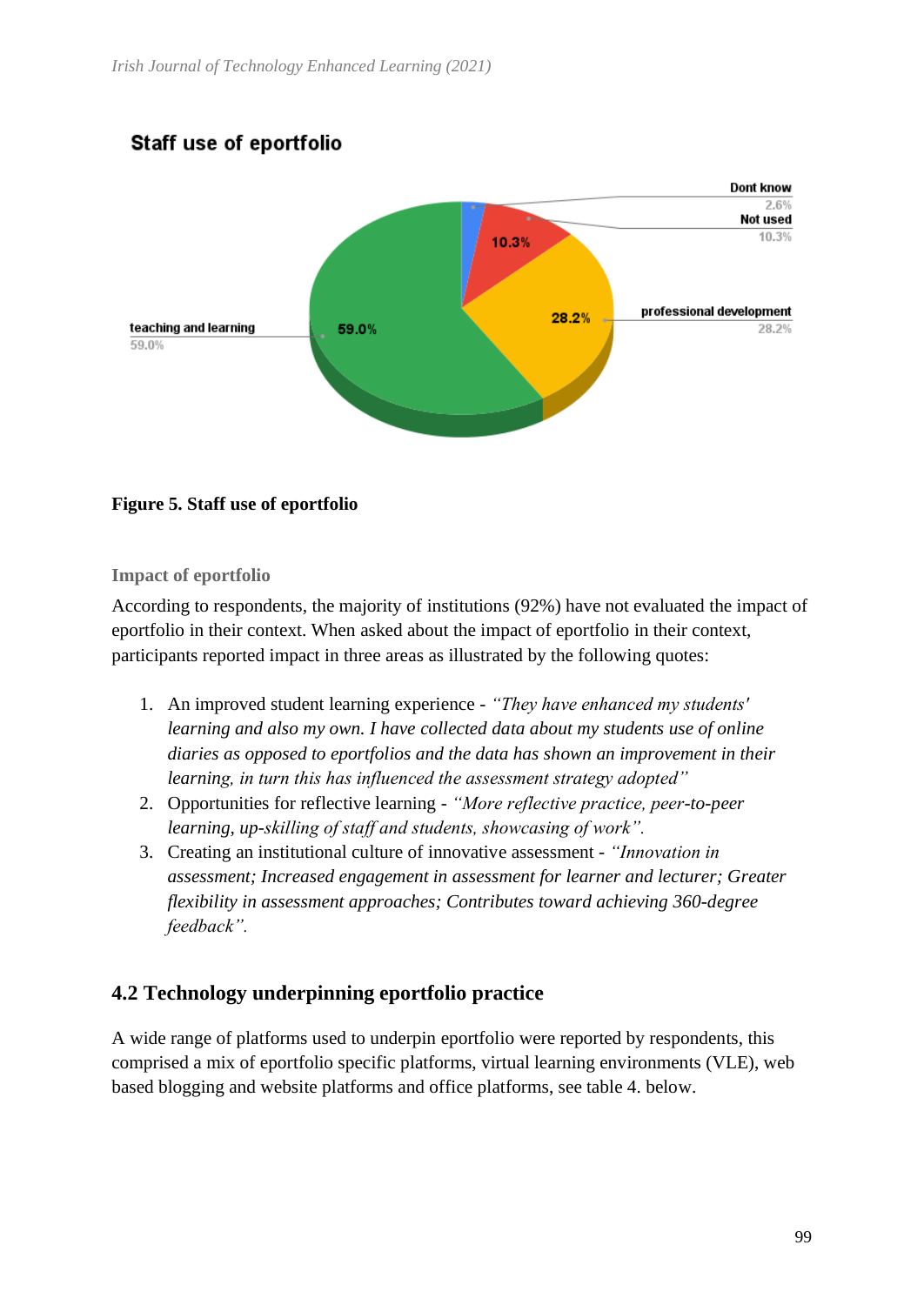**Figure 5. Staff use of eportfolio**

### Impact of eportfolio

According to respondents, the majority of institutions (92%) have not evaluated the impact of eportfolio in their context. When asked about the impact of eportfolio in their context, participants reported impact in three areas as illustrated by the following quotes:

1. An improved student learning experience - *"They have enhanced my students' learning and also my own. I have collected data about my students use of online diaries as opposed to eportfolios and the data has shown an improvement in their learning, in turn this has influenced the assessment strategy adopted"*
2. Opportunities for reflective learning - *"More reflective practice, peer-to-peer learning, up-skilling of staff and students, showcasing of work".*
3. Creating an institutional culture of innovative assessment - *"Innovation in assessment; Increased engagement in assessment for learner and lecturer; Greater flexibility in assessment approaches; Contributes toward achieving 360-degree feedback".*

## 4.2 Technology underpinning eportfolio practice

A wide range of platforms used to underpin eportfolio were reported by respondents, this comprised a mix of eportfolio specific platforms, virtual learning environments (VLE), web based blogging and website platforms and office platforms, see table 4. below.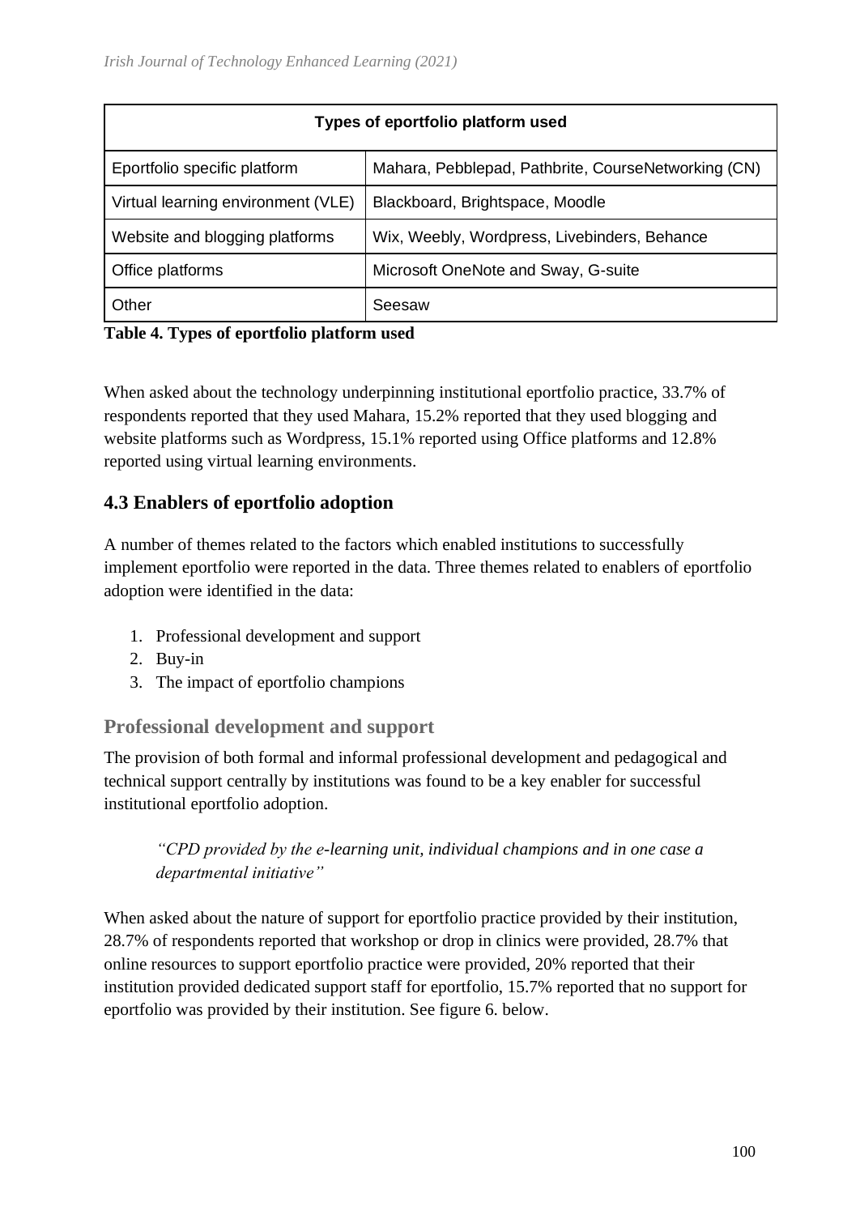| Types of eportfolio platform used | |
|---|---|
| Eportfolio specific platform | Mahara, Pebblepad, Pathbrite, CourseNetworking (CN) |
| Virtual learning environment (VLE) | Blackboard, Brightspace, Moodle |
| Website and blogging platforms | Wix, Weebly, Wordpress, Livebinders, Behance |
| Office platforms | Microsoft OneNote and Sway, G-suite |
| Other | Seesaw |

**Table 4. Types of eportfolio platform used**

When asked about the technology underpinning institutional eportfolio practice, 33.7% of respondents reported that they used Mahara, 15.2% reported that they used blogging and website platforms such as Wordpress, 15.1% reported using Office platforms and 12.8% reported using virtual learning environments.

## 4.3 Enablers of eportfolio adoption

A number of themes related to the factors which enabled institutions to successfully implement eportfolio were reported in the data. Three themes related to enablers of eportfolio adoption were identified in the data:

1. Professional development and support
2. Buy-in
3. The impact of eportfolio champions

### Professional development and support

The provision of both formal and informal professional development and pedagogical and technical support centrally by institutions was found to be a key enabler for successful institutional eportfolio adoption.

> *"CPD provided by the e-learning unit, individual champions and in one case a departmental initiative"*

When asked about the nature of support for eportfolio practice provided by their institution, 28.7% of respondents reported that workshop or drop in clinics were provided, 28.7% that online resources to support eportfolio practice were provided, 20% reported that their institution provided dedicated support staff for eportfolio, 15.7% reported that no support for eportfolio was provided by their institution. See figure 6. below.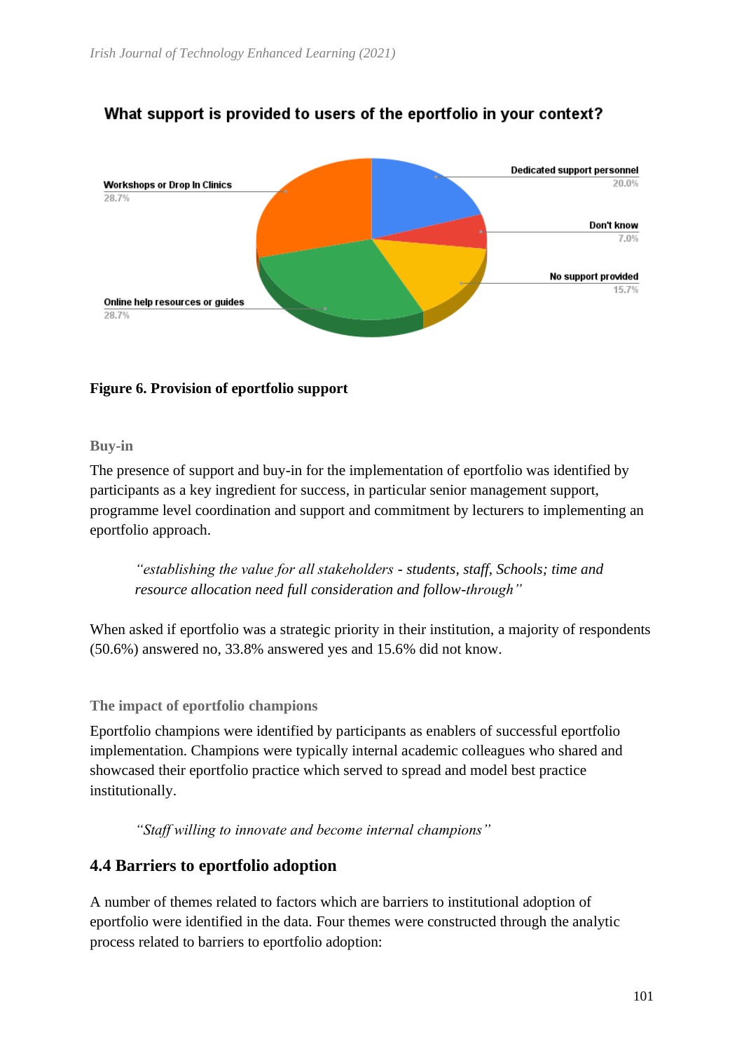What support is provided to users of the eportfolio in your context?

Workshops or Drop In Clinics 28.7%

Dedicated support personnel 20.0%

Don't know 7.0%

No support provided 15.7%

Online help resources or guides 28.7%

**Figure 6. Provision of eportfolio support**

### Buy-in

The presence of support and buy-in for the implementation of eportfolio was identified by participants as a key ingredient for success, in particular senior management support, programme level coordination and support and commitment by lecturers to implementing an eportfolio approach.

> *"establishing the value for all stakeholders - students, staff, Schools; time and resource allocation need full consideration and follow-through"*

When asked if eportfolio was a strategic priority in their institution, a majority of respondents (50.6%) answered no, 33.8% answered yes and 15.6% did not know.

### The impact of eportfolio champions

Eportfolio champions were identified by participants as enablers of successful eportfolio implementation. Champions were typically internal academic colleagues who shared and showcased their eportfolio practice which served to spread and model best practice institutionally.

> *"Staff willing to innovate and become internal champions"*

## 4.4 Barriers to eportfolio adoption

A number of themes related to factors which are barriers to institutional adoption of eportfolio were identified in the data. Four themes were constructed through the analytic process related to barriers to eportfolio adoption: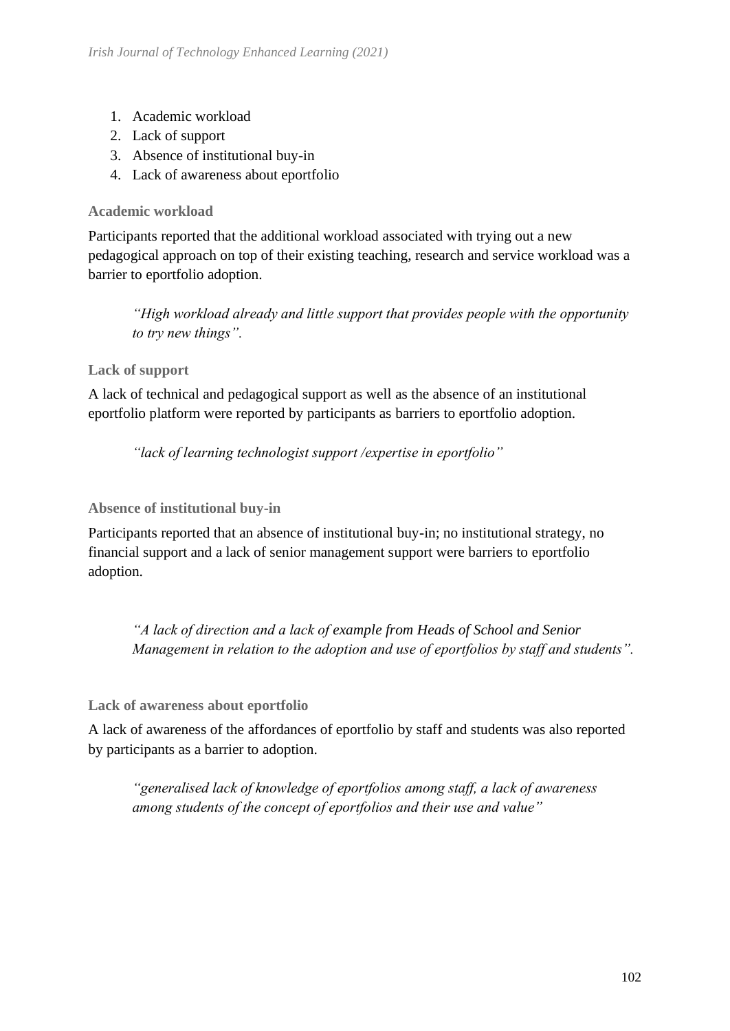1. Academic workload
2. Lack of support
3. Absence of institutional buy-in
4. Lack of awareness about eportfolio

### Academic workload

Participants reported that the additional workload associated with trying out a new pedagogical approach on top of their existing teaching, research and service workload was a barrier to eportfolio adoption.

> *"High workload already and little support that provides people with the opportunity to try new things".*

### Lack of support

A lack of technical and pedagogical support as well as the absence of an institutional eportfolio platform were reported by participants as barriers to eportfolio adoption.

> *"lack of learning technologist support /expertise in eportfolio"*

### Absence of institutional buy-in

Participants reported that an absence of institutional buy-in; no institutional strategy, no financial support and a lack of senior management support were barriers to eportfolio adoption.

> *"A lack of direction and a lack of example from Heads of School and Senior Management in relation to the adoption and use of eportfolios by staff and students".*

### Lack of awareness about eportfolio

A lack of awareness of the affordances of eportfolio by staff and students was also reported by participants as a barrier to adoption.

> *"generalised lack of knowledge of eportfolios among staff, a lack of awareness among students of the concept of eportfolios and their use and value"*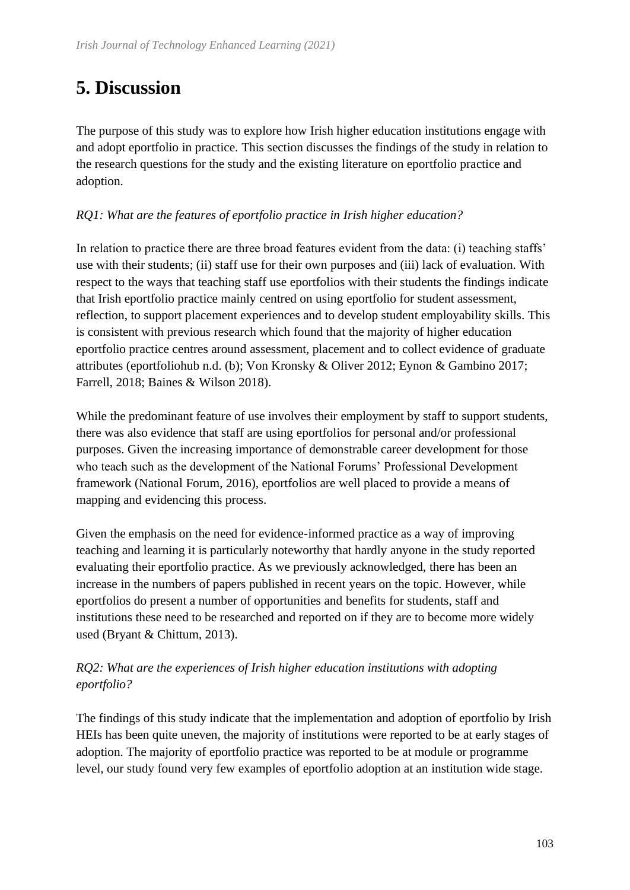# 5. Discussion

The purpose of this study was to explore how Irish higher education institutions engage with and adopt eportfolio in practice. This section discusses the findings of the study in relation to the research questions for the study and the existing literature on eportfolio practice and adoption.

*RQ1: What are the features of eportfolio practice in Irish higher education?*

In relation to practice there are three broad features evident from the data: (i) teaching staffs' use with their students; (ii) staff use for their own purposes and (iii) lack of evaluation. With respect to the ways that teaching staff use eportfolios with their students the findings indicate that Irish eportfolio practice mainly centred on using eportfolio for student assessment, reflection, to support placement experiences and to develop student employability skills. This is consistent with previous research which found that the majority of higher education eportfolio practice centres around assessment, placement and to collect evidence of graduate attributes (eportfoliohub n.d. (b); Von Kronsky & Oliver 2012; Eynon & Gambino 2017; Farrell, 2018; Baines & Wilson 2018).

While the predominant feature of use involves their employment by staff to support students, there was also evidence that staff are using eportfolios for personal and/or professional purposes. Given the increasing importance of demonstrable career development for those who teach such as the development of the National Forums' Professional Development framework (National Forum, 2016), eportfolios are well placed to provide a means of mapping and evidencing this process.

Given the emphasis on the need for evidence-informed practice as a way of improving teaching and learning it is particularly noteworthy that hardly anyone in the study reported evaluating their eportfolio practice. As we previously acknowledged, there has been an increase in the numbers of papers published in recent years on the topic. However, while eportfolios do present a number of opportunities and benefits for students, staff and institutions these need to be researched and reported on if they are to become more widely used (Bryant & Chittum, 2013).

*RQ2: What are the experiences of Irish higher education institutions with adopting eportfolio?*

The findings of this study indicate that the implementation and adoption of eportfolio by Irish HEIs has been quite uneven, the majority of institutions were reported to be at early stages of adoption. The majority of eportfolio practice was reported to be at module or programme level, our study found very few examples of eportfolio adoption at an institution wide stage.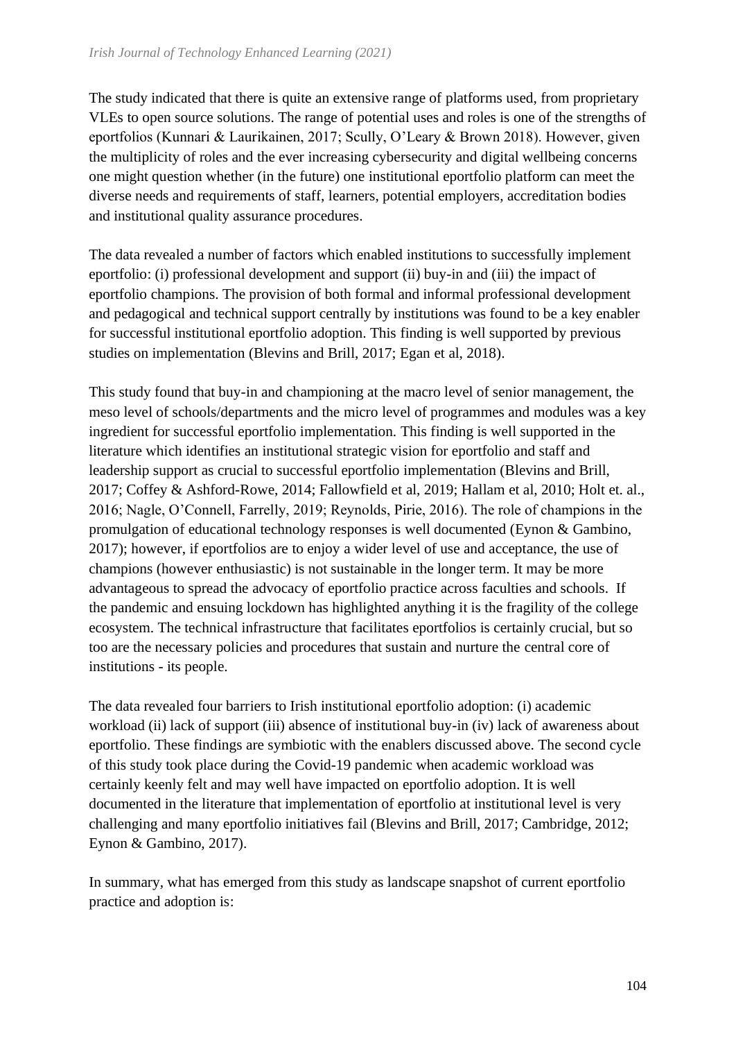The study indicated that there is quite an extensive range of platforms used, from proprietary VLEs to open source solutions. The range of potential uses and roles is one of the strengths of eportfolios (Kunnari & Laurikainen, 2017; Scully, O'Leary & Brown 2018). However, given the multiplicity of roles and the ever increasing cybersecurity and digital wellbeing concerns one might question whether (in the future) one institutional eportfolio platform can meet the diverse needs and requirements of staff, learners, potential employers, accreditation bodies and institutional quality assurance procedures.

The data revealed a number of factors which enabled institutions to successfully implement eportfolio: (i) professional development and support (ii) buy-in and (iii) the impact of eportfolio champions. The provision of both formal and informal professional development and pedagogical and technical support centrally by institutions was found to be a key enabler for successful institutional eportfolio adoption. This finding is well supported by previous studies on implementation (Blevins and Brill, 2017; Egan et al, 2018).

This study found that buy-in and championing at the macro level of senior management, the meso level of schools/departments and the micro level of programmes and modules was a key ingredient for successful eportfolio implementation. This finding is well supported in the literature which identifies an institutional strategic vision for eportfolio and staff and leadership support as crucial to successful eportfolio implementation (Blevins and Brill, 2017; Coffey & Ashford-Rowe, 2014; Fallowfield et al, 2019; Hallam et al, 2010; Holt et. al., 2016; Nagle, O'Connell, Farrelly, 2019; Reynolds, Pirie, 2016). The role of champions in the promulgation of educational technology responses is well documented (Eynon & Gambino, 2017); however, if eportfolios are to enjoy a wider level of use and acceptance, the use of champions (however enthusiastic) is not sustainable in the longer term. It may be more advantageous to spread the advocacy of eportfolio practice across faculties and schools. If the pandemic and ensuing lockdown has highlighted anything it is the fragility of the college ecosystem. The technical infrastructure that facilitates eportfolios is certainly crucial, but so too are the necessary policies and procedures that sustain and nurture the central core of institutions - its people.

The data revealed four barriers to Irish institutional eportfolio adoption: (i) academic workload (ii) lack of support (iii) absence of institutional buy-in (iv) lack of awareness about eportfolio. These findings are symbiotic with the enablers discussed above. The second cycle of this study took place during the Covid-19 pandemic when academic workload was certainly keenly felt and may well have impacted on eportfolio adoption. It is well documented in the literature that implementation of eportfolio at institutional level is very challenging and many eportfolio initiatives fail (Blevins and Brill, 2017; Cambridge, 2012; Eynon & Gambino, 2017).

In summary, what has emerged from this study as landscape snapshot of current eportfolio practice and adoption is: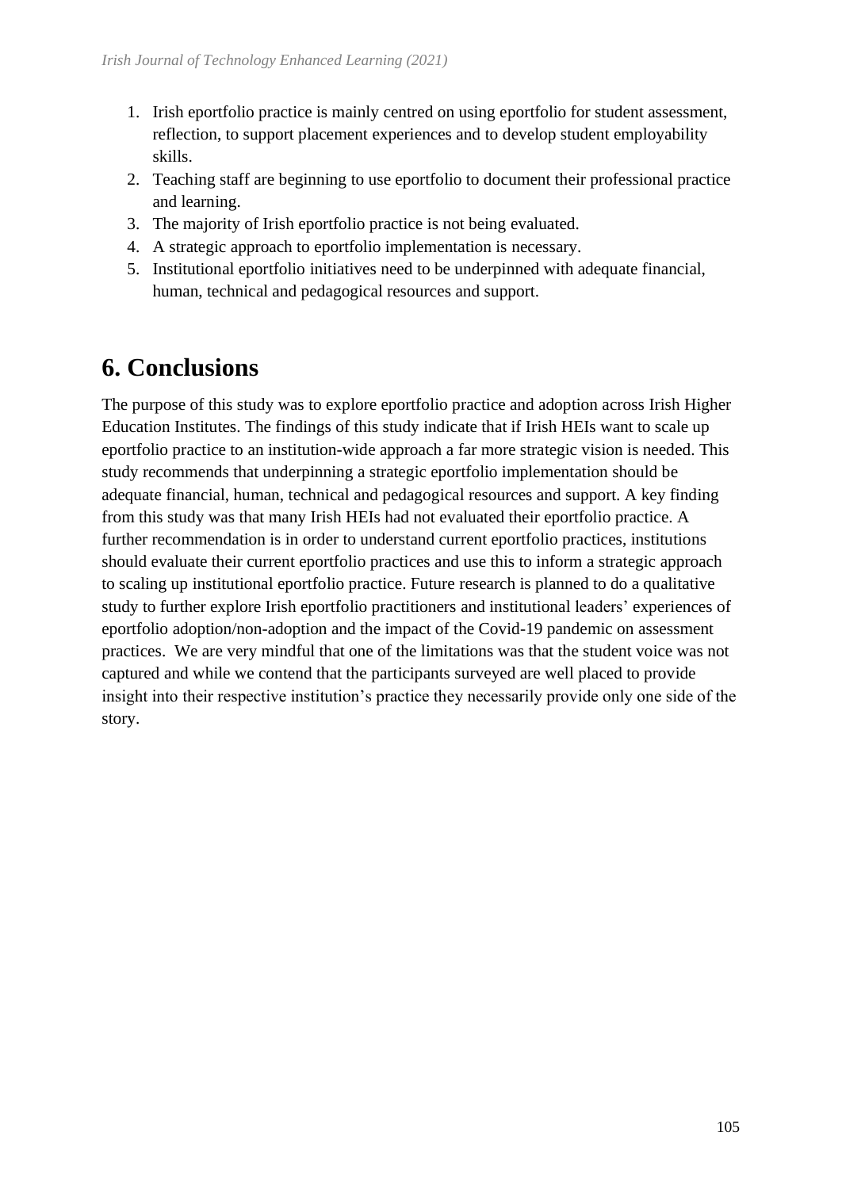1. Irish eportfolio practice is mainly centred on using eportfolio for student assessment, reflection, to support placement experiences and to develop student employability skills.
2. Teaching staff are beginning to use eportfolio to document their professional practice and learning.
3. The majority of Irish eportfolio practice is not being evaluated.
4. A strategic approach to eportfolio implementation is necessary.
5. Institutional eportfolio initiatives need to be underpinned with adequate financial, human, technical and pedagogical resources and support.

# 6. Conclusions

The purpose of this study was to explore eportfolio practice and adoption across Irish Higher Education Institutes. The findings of this study indicate that if Irish HEIs want to scale up eportfolio practice to an institution-wide approach a far more strategic vision is needed. This study recommends that underpinning a strategic eportfolio implementation should be adequate financial, human, technical and pedagogical resources and support. A key finding from this study was that many Irish HEIs had not evaluated their eportfolio practice. A further recommendation is in order to understand current eportfolio practices, institutions should evaluate their current eportfolio practices and use this to inform a strategic approach to scaling up institutional eportfolio practice. Future research is planned to do a qualitative study to further explore Irish eportfolio practitioners and institutional leaders' experiences of eportfolio adoption/non-adoption and the impact of the Covid-19 pandemic on assessment practices. We are very mindful that one of the limitations was that the student voice was not captured and while we contend that the participants surveyed are well placed to provide insight into their respective institution's practice they necessarily provide only one side of the story.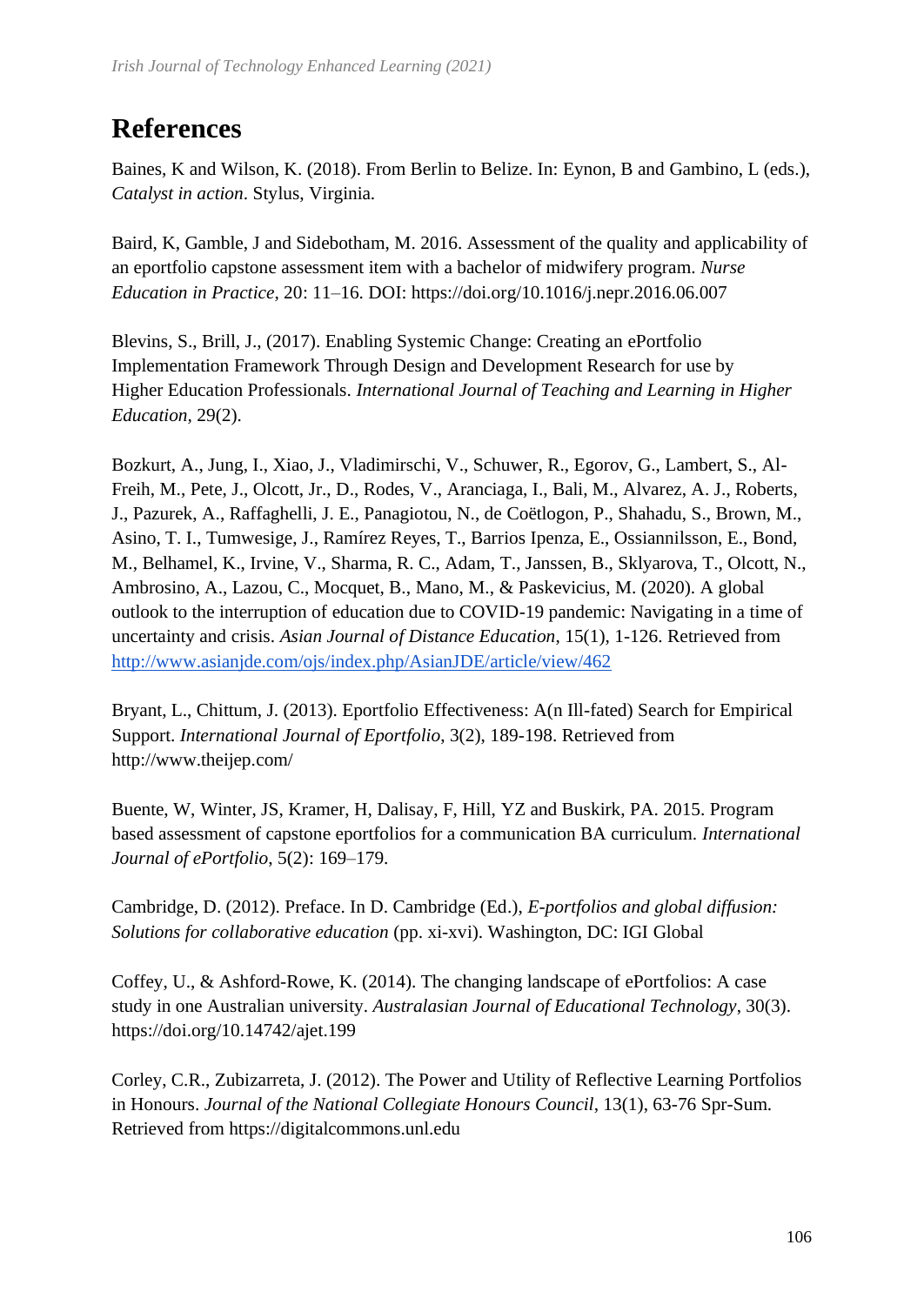# References

Baines, K and Wilson, K. (2018). From Berlin to Belize. In: Eynon, B and Gambino, L (eds.), *Catalyst in action*. Stylus, Virginia.

Baird, K, Gamble, J and Sidebotham, M. 2016. Assessment of the quality and applicability of an eportfolio capstone assessment item with a bachelor of midwifery program. *Nurse Education in Practice*, 20: 11–16. DOI: https://doi.org/10.1016/j.nepr.2016.06.007

Blevins, S., Brill, J., (2017). Enabling Systemic Change: Creating an ePortfolio Implementation Framework Through Design and Development Research for use by Higher Education Professionals. *International Journal of Teaching and Learning in Higher Education*, 29(2).

Bozkurt, A., Jung, I., Xiao, J., Vladimirschi, V., Schuwer, R., Egorov, G., Lambert, S., Al-Freih, M., Pete, J., Olcott, Jr., D., Rodes, V., Aranciaga, I., Bali, M., Alvarez, A. J., Roberts, J., Pazurek, A., Raffaghelli, J. E., Panagiotou, N., de Coëtlogon, P., Shahadu, S., Brown, M., Asino, T. I., Tumwesige, J., Ramírez Reyes, T., Barrios Ipenza, E., Ossiannilsson, E., Bond, M., Belhamel, K., Irvine, V., Sharma, R. C., Adam, T., Janssen, B., Sklyarova, T., Olcott, N., Ambrosino, A., Lazou, C., Mocquet, B., Mano, M., & Paskevicius, M. (2020). A global outlook to the interruption of education due to COVID-19 pandemic: Navigating in a time of uncertainty and crisis. *Asian Journal of Distance Education*, 15(1), 1-126. Retrieved from http://www.asianjde.com/ojs/index.php/AsianJDE/article/view/462

Bryant, L., Chittum, J. (2013). Eportfolio Effectiveness: A(n Ill-fated) Search for Empirical Support. *International Journal of Eportfolio*, 3(2), 189-198. Retrieved from http://www.theijep.com/

Buente, W, Winter, JS, Kramer, H, Dalisay, F, Hill, YZ and Buskirk, PA. 2015. Program based assessment of capstone eportfolios for a communication BA curriculum. *International Journal of ePortfolio*, 5(2): 169–179.

Cambridge, D. (2012). Preface. In D. Cambridge (Ed.), *E-portfolios and global diffusion: Solutions for collaborative education* (pp. xi-xvi). Washington, DC: IGI Global

Coffey, U., & Ashford-Rowe, K. (2014). The changing landscape of ePortfolios: A case study in one Australian university. *Australasian Journal of Educational Technology*, 30(3). https://doi.org/10.14742/ajet.199

Corley, C.R., Zubizarreta, J. (2012). The Power and Utility of Reflective Learning Portfolios in Honours. *Journal of the National Collegiate Honours Council*, 13(1), 63-76 Spr-Sum. Retrieved from https://digitalcommons.unl.edu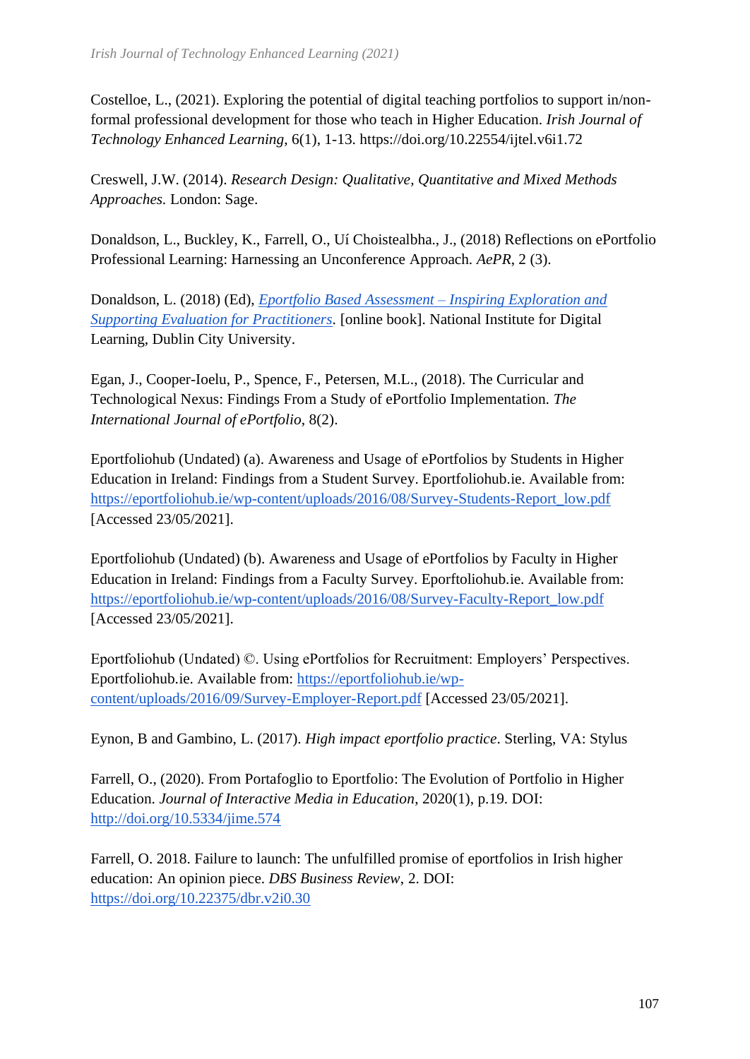Costelloe, L., (2021). Exploring the potential of digital teaching portfolios to support in/non-formal professional development for those who teach in Higher Education. *Irish Journal of Technology Enhanced Learning*, 6(1), 1-13. https://doi.org/10.22554/ijtel.v6i1.72

Creswell, J.W. (2014). *Research Design: Qualitative, Quantitative and Mixed Methods Approaches.* London: Sage.

Donaldson, L., Buckley, K., Farrell, O., Uí Choistealbha., J., (2018) Reflections on ePortfolio Professional Learning: Harnessing an Unconference Approach. *AePR*, 2 (3).

Donaldson, L. (2018) (Ed), *Eportfolio Based Assessment – Inspiring Exploration and Supporting Evaluation for Practitioners*. [online book]. National Institute for Digital Learning, Dublin City University.

Egan, J., Cooper-Ioelu, P., Spence, F., Petersen, M.L., (2018). The Curricular and Technological Nexus: Findings From a Study of ePortfolio Implementation. *The International Journal of ePortfolio*, 8(2).

Eportfoliohub (Undated) (a). Awareness and Usage of ePortfolios by Students in Higher Education in Ireland: Findings from a Student Survey. Eportfoliohub.ie. Available from: https://eportfoliohub.ie/wp-content/uploads/2016/08/Survey-Students-Report_low.pdf [Accessed 23/05/2021].

Eportfoliohub (Undated) (b). Awareness and Usage of ePortfolios by Faculty in Higher Education in Ireland: Findings from a Faculty Survey. Eporftoliohub.ie. Available from: https://eportfoliohub.ie/wp-content/uploads/2016/08/Survey-Faculty-Report_low.pdf [Accessed 23/05/2021].

Eportfoliohub (Undated) ©. Using ePortfolios for Recruitment: Employers' Perspectives. Eportfoliohub.ie. Available from: https://eportfoliohub.ie/wp-content/uploads/2016/09/Survey-Employer-Report.pdf [Accessed 23/05/2021].

Eynon, B and Gambino, L. (2017). *High impact eportfolio practice*. Sterling, VA: Stylus

Farrell, O., (2020). From Portafoglio to Eportfolio: The Evolution of Portfolio in Higher Education. *Journal of Interactive Media in Education*, 2020(1), p.19. DOI: http://doi.org/10.5334/jime.574

Farrell, O. 2018. Failure to launch: The unfulfilled promise of eportfolios in Irish higher education: An opinion piece. *DBS Business Review*, 2. DOI: https://doi.org/10.22375/dbr.v2i0.30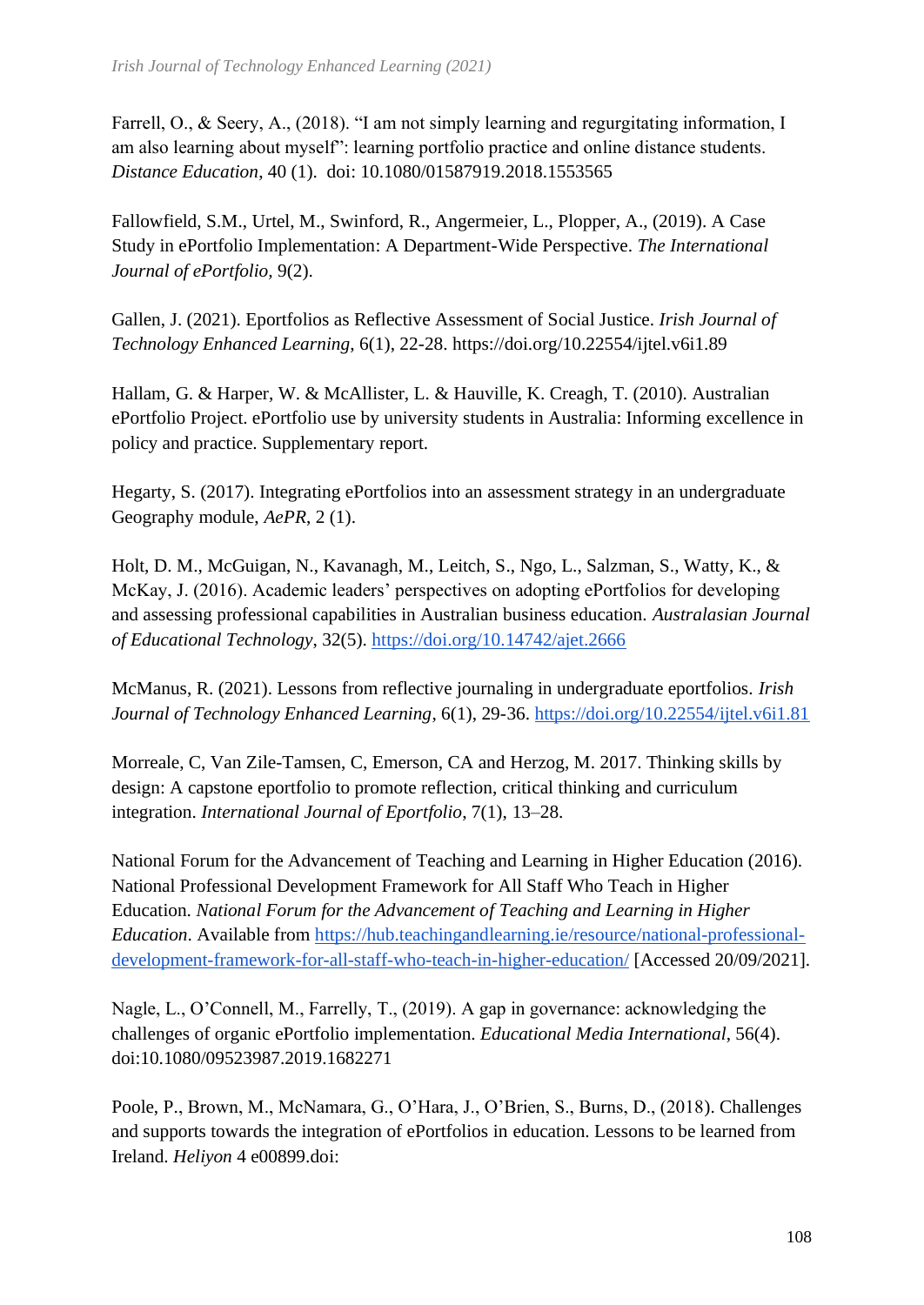Farrell, O., & Seery, A., (2018). "I am not simply learning and regurgitating information, I am also learning about myself": learning portfolio practice and online distance students. *Distance Education*, 40 (1). doi: 10.1080/01587919.2018.1553565

Fallowfield, S.M., Urtel, M., Swinford, R., Angermeier, L., Plopper, A., (2019). A Case Study in ePortfolio Implementation: A Department-Wide Perspective. *The International Journal of ePortfolio*, 9(2).

Gallen, J. (2021). Eportfolios as Reflective Assessment of Social Justice. *Irish Journal of Technology Enhanced Learning*, 6(1), 22-28. https://doi.org/10.22554/ijtel.v6i1.89

Hallam, G. & Harper, W. & McAllister, L. & Hauville, K. Creagh, T. (2010). Australian ePortfolio Project. ePortfolio use by university students in Australia: Informing excellence in policy and practice. Supplementary report.

Hegarty, S. (2017). Integrating ePortfolios into an assessment strategy in an undergraduate Geography module, *AePR*, 2 (1).

Holt, D. M., McGuigan, N., Kavanagh, M., Leitch, S., Ngo, L., Salzman, S., Watty, K., & McKay, J. (2016). Academic leaders' perspectives on adopting ePortfolios for developing and assessing professional capabilities in Australian business education. *Australasian Journal of Educational Technology*, 32(5). https://doi.org/10.14742/ajet.2666

McManus, R. (2021). Lessons from reflective journaling in undergraduate eportfolios. *Irish Journal of Technology Enhanced Learning*, 6(1), 29-36. https://doi.org/10.22554/ijtel.v6i1.81

Morreale, C, Van Zile-Tamsen, C, Emerson, CA and Herzog, M. 2017. Thinking skills by design: A capstone eportfolio to promote reflection, critical thinking and curriculum integration. *International Journal of Eportfolio*, 7(1), 13–28.

National Forum for the Advancement of Teaching and Learning in Higher Education (2016). National Professional Development Framework for All Staff Who Teach in Higher Education. *National Forum for the Advancement of Teaching and Learning in Higher Education*. Available from https://hub.teachingandlearning.ie/resource/national-professional-development-framework-for-all-staff-who-teach-in-higher-education/ [Accessed 20/09/2021].

Nagle, L., O'Connell, M., Farrelly, T., (2019). A gap in governance: acknowledging the challenges of organic ePortfolio implementation. *Educational Media International*, 56(4). doi:10.1080/09523987.2019.1682271

Poole, P., Brown, M., McNamara, G., O'Hara, J., O'Brien, S., Burns, D., (2018). Challenges and supports towards the integration of ePortfolios in education. Lessons to be learned from Ireland. *Heliyon* 4 e00899.doi: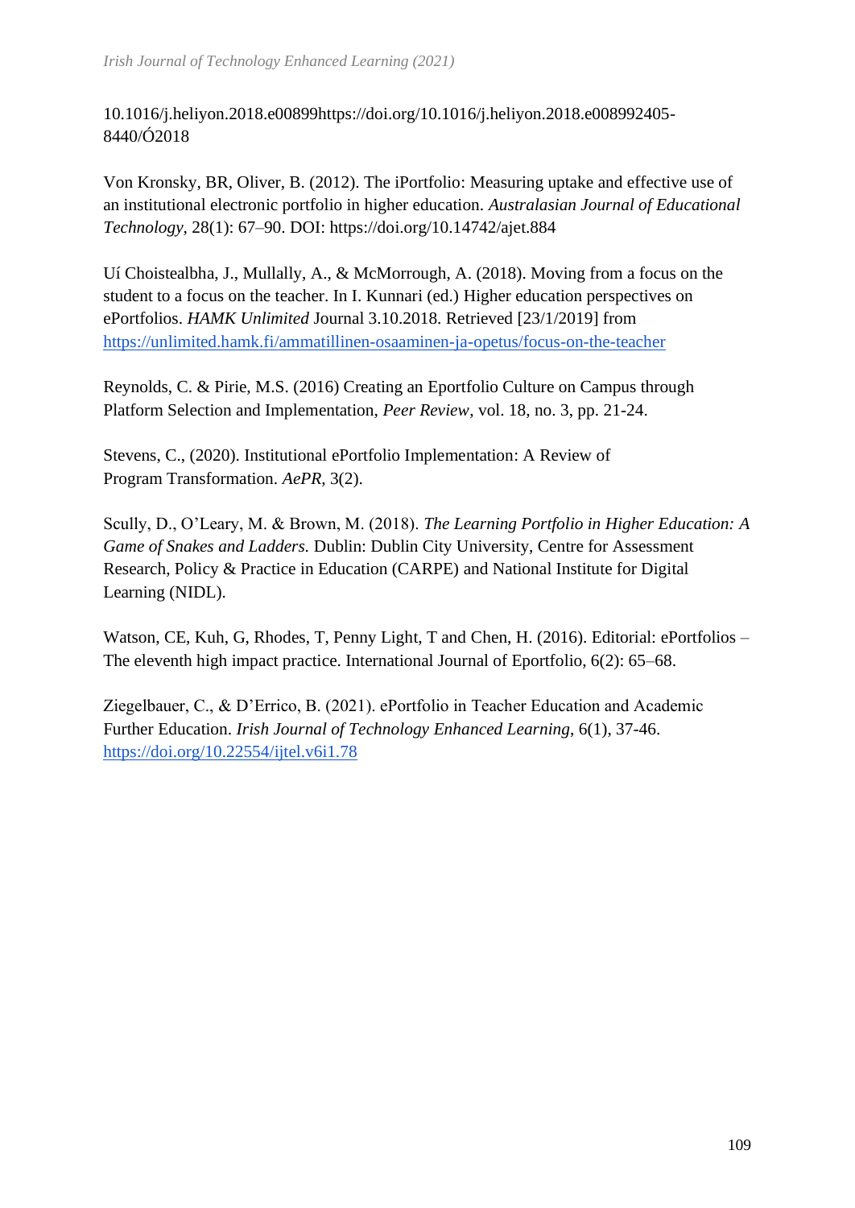10.1016/j.heliyon.2018.e00899https://doi.org/10.1016/j.heliyon.2018.e008992405-8440/Ó2018

Von Kronsky, BR, Oliver, B. (2012). The iPortfolio: Measuring uptake and effective use of an institutional electronic portfolio in higher education. *Australasian Journal of Educational Technology*, 28(1): 67–90. DOI: https://doi.org/10.14742/ajet.884

Uí Choistealbha, J., Mullally, A., & McMorrough, A. (2018). Moving from a focus on the student to a focus on the teacher. In I. Kunnari (ed.) Higher education perspectives on ePortfolios. *HAMK Unlimited* Journal 3.10.2018. Retrieved [23/1/2019] from https://unlimited.hamk.fi/ammatillinen-osaaminen-ja-opetus/focus-on-the-teacher

Reynolds, C. & Pirie, M.S. (2016) Creating an Eportfolio Culture on Campus through Platform Selection and Implementation, *Peer Review*, vol. 18, no. 3, pp. 21-24.

Stevens, C., (2020). Institutional ePortfolio Implementation: A Review of Program Transformation. *AePR*, 3(2).

Scully, D., O'Leary, M. & Brown, M. (2018). *The Learning Portfolio in Higher Education: A Game of Snakes and Ladders.* Dublin: Dublin City University, Centre for Assessment Research, Policy & Practice in Education (CARPE) and National Institute for Digital Learning (NIDL).

Watson, CE, Kuh, G, Rhodes, T, Penny Light, T and Chen, H. (2016). Editorial: ePortfolios – The eleventh high impact practice. International Journal of Eportfolio, 6(2): 65–68.

Ziegelbauer, C., & D'Errico, B. (2021). ePortfolio in Teacher Education and Academic Further Education. *Irish Journal of Technology Enhanced Learning*, 6(1), 37-46. https://doi.org/10.22554/ijtel.v6i1.78